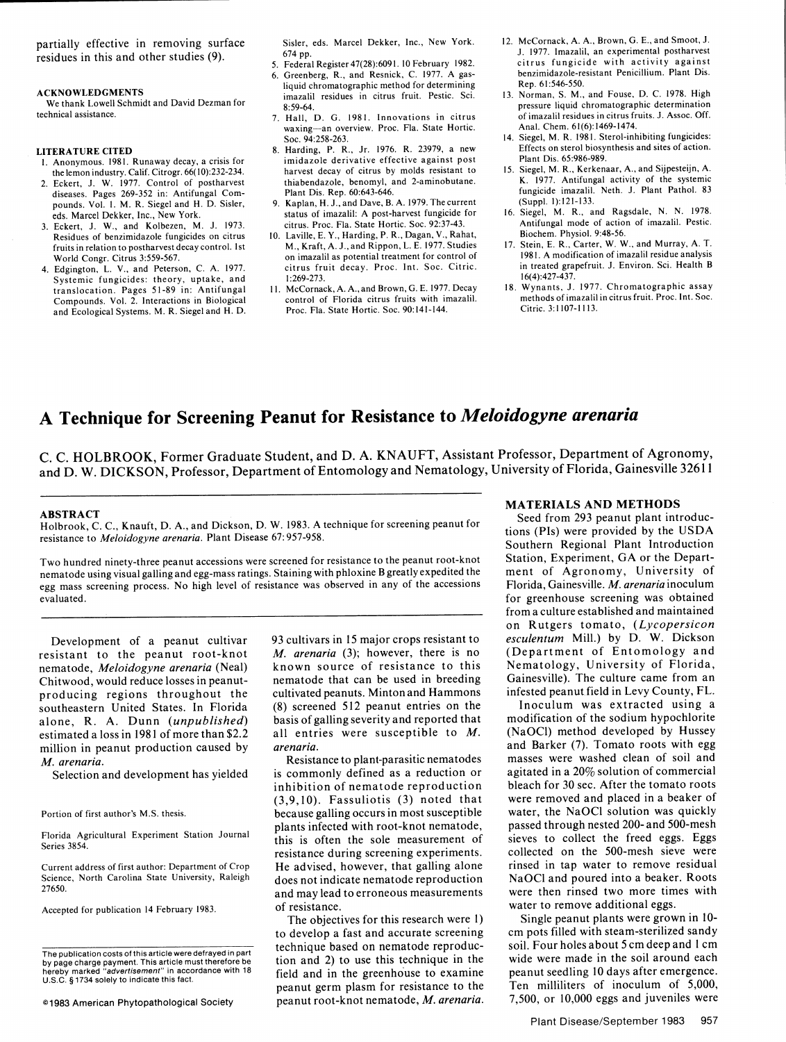partially effective in removing surface residues in this and other studies (9).

## ACKNOWLEDGMENTS

We thank Lowell Schmidt and David Dezman for technical assistance.

## LITERATURE CITED

1. Anonymous. 1981. Runaway decay, a crisis for the lemon industry. Calif. Citrogr. 66(10):232-234.
2. Eckert, J. W. 1977. Control of postharvest diseases. Pages 269-352 in: Antifungal Compounds. Vol. 1. M. R. Siegel and H. D. Sisler, eds. Marcel Dekker, Inc., New York.
3. Eckert, J. W., and Kolbezen, M. J. 1973. Residues of benzimidazole fungicides on citrus fruits in relation to postharvest decay control. 1st World Congr. Citrus 3:559-567.
4. Edgington, L. V., and Peterson, C. A. 1977. Systemic fungicides: theory, uptake, and translocation. Pages 51-89 in: Antifungal Compounds. Vol. 2. Interactions in Biological and Ecological Systems. M. R. Siegel and H. D. Sisler, eds. Marcel Dekker, Inc., New York. 674 pp.
5. Federal Register 47(28):6091. 10 February 1982.
6. Greenberg, R., and Resnick, C. 1977. A gas-liquid chromatographic method for determining imazalil residues in citrus fruit. Pestic. Sci. 8:59-64.
7. Hall, D. G. 1981. Innovations in citrus waxing—an overview. Proc. Fla. State Hortic. Soc. 94:258-263.
8. Harding, P. R., Jr. 1976. R. 23979, a new imidazole derivative effective against post harvest decay of citrus by molds resistant to thiabendazole, benomyl, and 2-aminobutane. Plant Dis. Rep. 60:643-646.
9. Kaplan, H. J., and Dave, B. A. 1979. The current status of imazalil: A post-harvest fungicide for citrus. Proc. Fla. State Hortic. Soc. 92:37-43.
10. Laville, E. Y., Harding, P. R., Dagan, V., Rahat, M., Kraft, A. J., and Rippon, L. E. 1977. Studies on imazalil as potential treatment for control of citrus fruit decay. Proc. Int. Soc. Citric. 1:269-273.
11. McCornack, A. A., and Brown, G. E. 1977. Decay control of Florida citrus fruits with imazalil. Proc. Fla. State Hortic. Soc. 90:141-144.
12. McCornack, A. A., Brown, G. E., and Smoot, J. J. 1977. Imazalil, an experimental postharvest citrus fungicide with activity against benzimidazole-resistant Penicillium. Plant Dis. Rep. 61:546-550.
13. Norman, S. M., and Fouse, D. C. 1978. High pressure liquid chromatographic determination of imazalil residues in citrus fruits. J. Assoc. Off. Anal. Chem. 61(6):1469-1474.
14. Siegel, M. R. 1981. Sterol-inhibiting fungicides: Effects on sterol biosynthesis and sites of action. Plant Dis. 65:986-989.
15. Siegel, M. R., Kerkenaar, A., and Sijpesteijn, A. K. 1977. Antifungal activity of the systemic fungicide imazalil. Neth. J. Plant Pathol. 83 (Suppl. 1):121-133.
16. Siegel, M. R., and Ragsdale, N. N. 1978. Antifungal mode of action of imazalil. Pestic. Biochem. Physiol. 9:48-56.
17. Stein, E. R., Carter, W. W., and Murray, A. T. 1981. A modification of imazalil residue analysis in treated grapefruit. J. Environ. Sci. Health B 16(4):427-437.
18. Wynants, J. 1977. Chromatographic assay methods of imazalil in citrus fruit. Proc. Int. Soc. Citric. 3:1107-1113.

# A Technique for Screening Peanut for Resistance to *Meloidogyne arenaria*

C. C. HOLBROOK, Former Graduate Student, and D. A. KNAUFT, Assistant Professor, Department of Agronomy, and D. W. DICKSON, Professor, Department of Entomology and Nematology, University of Florida, Gainesville 32611

## ABSTRACT

Holbrook, C. C., Knauft, D. A., and Dickson, D. W. 1983. A technique for screening peanut for resistance to *Meloidogyne arenaria*. Plant Disease 67:957-958.

Two hundred ninety-three peanut accessions were screened for resistance to the peanut root-knot nematode using visual galling and egg-mass ratings. Staining with phloxine B greatly expedited the egg mass screening process. No high level of resistance was observed in any of the accessions evaluated.

Development of a peanut cultivar resistant to the peanut root-knot nematode, *Meloidogyne arenaria* (Neal) Chitwood, would reduce losses in peanut-producing regions throughout the southeastern United States. In Florida alone, R. A. Dunn (*unpublished*) estimated a loss in 1981 of more than \$2.2 million in peanut production caused by *M. arenaria*.

Selection and development has yielded 93 cultivars in 15 major crops resistant to *M. arenaria* (3); however, there is no known source of resistance to this nematode that can be used in breeding cultivated peanuts. Minton and Hammons (8) screened 512 peanut entries on the basis of galling severity and reported that all entries were susceptible to *M. arenaria*.

Resistance to plant-parasitic nematodes is commonly defined as a reduction or inhibition of nematode reproduction (3,9,10). Fassuliotis (3) noted that because galling occurs in most susceptible plants infected with root-knot nematode, this is often the sole measurement of resistance during screening experiments. He advised, however, that galling alone does not indicate nematode reproduction and may lead to erroneous measurements of resistance.

The objectives for this research were 1) to develop a fast and accurate screening technique based on nematode reproduction and 2) to use this technique in the field and in the greenhouse to examine peanut germ plasm for resistance to the peanut root-knot nematode, *M. arenaria*.

Portion of first author's M.S. thesis.

Florida Agricultural Experiment Station Journal Series 3854.

Current address of first author: Department of Crop Science, North Carolina State University, Raleigh 27650.

Accepted for publication 14 February 1983.

The publication costs of this article were defrayed in part by page charge payment. This article must therefore be hereby marked "*advertisement*" in accordance with 18 U.S.C. § 1734 solely to indicate this fact.

©1983 American Phytopathological Society

## MATERIALS AND METHODS

Seed from 293 peanut plant introductions (PIs) were provided by the USDA Southern Regional Plant Introduction Station, Experiment, GA or the Department of Agronomy, University of Florida, Gainesville. *M. arenaria* inoculum for greenhouse screening was obtained from a culture established and maintained on Rutgers tomato, (*Lycopersicon esculentum* Mill.) by D. W. Dickson (Department of Entomology and Nematology, University of Florida, Gainesville). The culture came from an infested peanut field in Levy County, FL.

Inoculum was extracted using a modification of the sodium hypochlorite (NaOCl) method developed by Hussey and Barker (7). Tomato roots with egg masses were washed clean of soil and agitated in a 20% solution of commercial bleach for 30 sec. After the tomato roots were removed and placed in a beaker of water, the NaOCl solution was quickly passed through nested 200- and 500-mesh sieves to collect the freed eggs. Eggs collected on the 500-mesh sieve were rinsed in tap water to remove residual NaOCl and poured into a beaker. Roots were then rinsed two more times with water to remove additional eggs.

Single peanut plants were grown in 10-cm pots filled with steam-sterilized sandy soil. Four holes about 5 cm deep and 1 cm wide were made in the soil around each peanut seedling 10 days after emergence. Ten milliliters of inoculum of 5,000, 7,500, or 10,000 eggs and juveniles were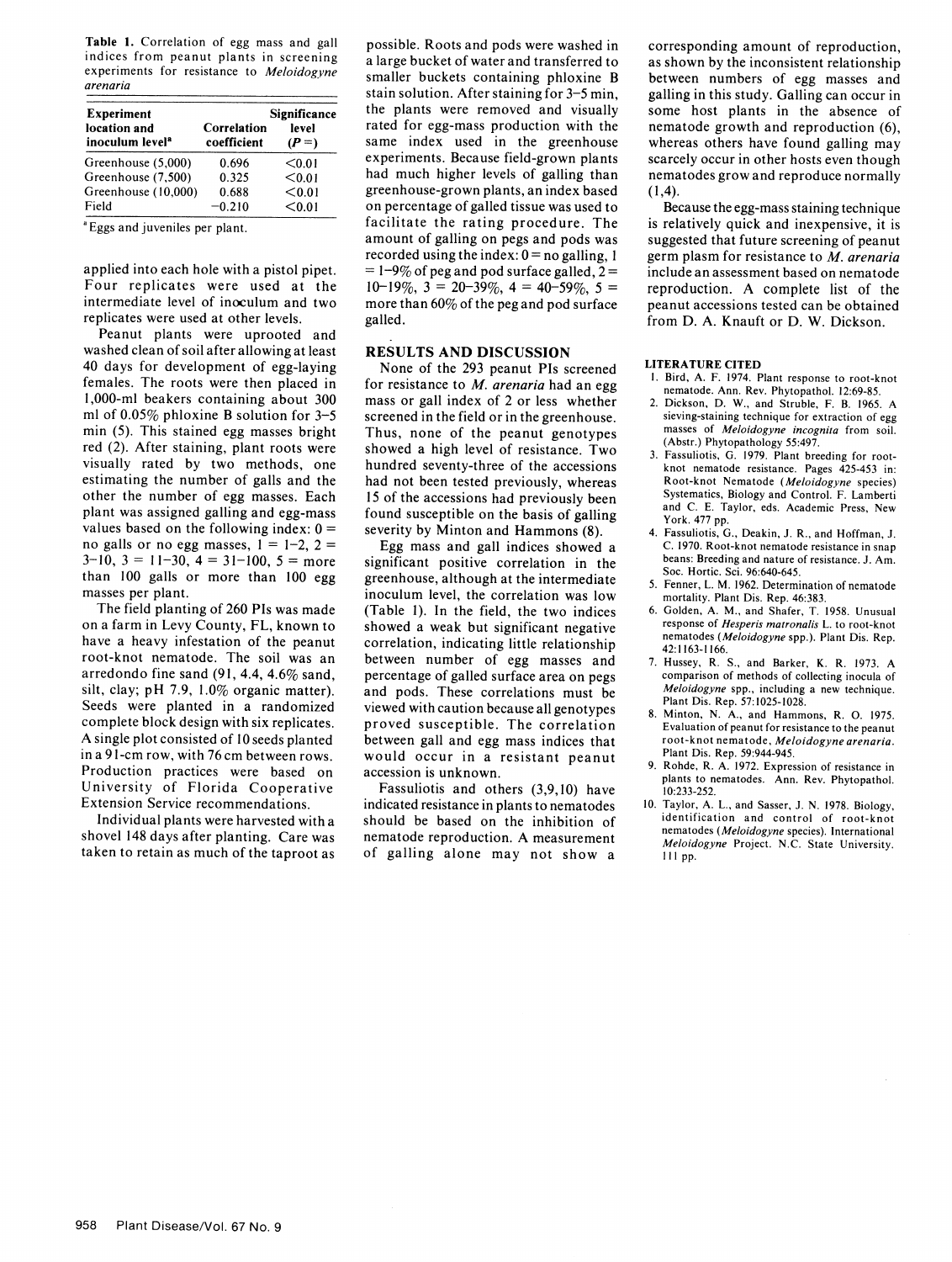**Table 1.** Correlation of egg mass and gall indices from peanut plants in screening experiments for resistance to *Meloidogyne arenaria*

| Experiment location and inoculum level[a] | Correlation coefficient | Significance level ($P =$) |
|---|---|---|
| Greenhouse (5,000) | 0.696 | <0.01 |
| Greenhouse (7,500) | 0.325 | <0.01 |
| Greenhouse (10,000) | 0.688 | <0.01 |
| Field | −0.210 | <0.01 |

[a] Eggs and juveniles per plant.

applied into each hole with a pistol pipet. Four replicates were used at the intermediate level of inoculum and two replicates were used at other levels.

Peanut plants were uprooted and washed clean of soil after allowing at least 40 days for development of egg-laying females. The roots were then placed in 1,000-ml beakers containing about 300 ml of 0.05% phloxine B solution for 3–5 min (5). This stained egg masses bright red (2). After staining, plant roots were visually rated by two methods, one estimating the number of galls and the other the number of egg masses. Each plant was assigned galling and egg-mass values based on the following index: 0 = no galls or no egg masses, 1 = 1–2, 2 = 3–10, 3 = 11–30, 4 = 31–100, 5 = more than 100 galls or more than 100 egg masses per plant.

The field planting of 260 PIs was made on a farm in Levy County, FL, known to have a heavy infestation of the peanut root-knot nematode. The soil was an arredondo fine sand (91, 4.4, 4.6% sand, silt, clay; pH 7.9, 1.0% organic matter). Seeds were planted in a randomized complete block design with six replicates. A single plot consisted of 10 seeds planted in a 91-cm row, with 76 cm between rows. Production practices were based on University of Florida Cooperative Extension Service recommendations.

Individual plants were harvested with a shovel 148 days after planting. Care was taken to retain as much of the taproot as possible. Roots and pods were washed in a large bucket of water and transferred to smaller buckets containing phloxine B stain solution. After staining for 3–5 min, the plants were removed and visually rated for egg-mass production with the same index used in the greenhouse experiments. Because field-grown plants had much higher levels of galling than greenhouse-grown plants, an index based on percentage of galled tissue was used to facilitate the rating procedure. The amount of galling on pegs and pods was recorded using the index: 0 = no galling, 1 = 1–9% of peg and pod surface galled, 2 = 10–19%, 3 = 20–39%, 4 = 40–59%, 5 = more than 60% of the peg and pod surface galled.

## RESULTS AND DISCUSSION

None of the 293 peanut PIs screened for resistance to *M. arenaria* had an egg mass or gall index of 2 or less whether screened in the field or in the greenhouse. Thus, none of the peanut genotypes showed a high level of resistance. Two hundred seventy-three of the accessions had not been tested previously, whereas 15 of the accessions had previously been found susceptible on the basis of galling severity by Minton and Hammons (8).

Egg mass and gall indices showed a significant positive correlation in the greenhouse, although at the intermediate inoculum level, the correlation was low (Table 1). In the field, the two indices showed a weak but significant negative correlation, indicating little relationship between number of egg masses and percentage of galled surface area on pegs and pods. These correlations must be viewed with caution because all genotypes proved susceptible. The correlation between gall and egg mass indices that would occur in a resistant peanut accession is unknown.

Fassuliotis and others (3,9,10) have indicated resistance in plants to nematodes should be based on the inhibition of nematode reproduction. A measurement of galling alone may not show a corresponding amount of reproduction, as shown by the inconsistent relationship between numbers of egg masses and galling in this study. Galling can occur in some host plants in the absence of nematode growth and reproduction (6), whereas others have found galling may scarcely occur in other hosts even though nematodes grow and reproduce normally (1,4).

Because the egg-mass staining technique is relatively quick and inexpensive, it is suggested that future screening of peanut germ plasm for resistance to *M. arenaria* include an assessment based on nematode reproduction. A complete list of the peanut accessions tested can be obtained from D. A. Knauft or D. W. Dickson.

## LITERATURE CITED

1. Bird, A. F. 1974. Plant response to root-knot nematode. Ann. Rev. Phytopathol. 12:69-85.
2. Dickson, D. W., and Struble, F. B. 1965. A sieving-staining technique for extraction of egg masses of *Meloidogyne incognita* from soil. (Abstr.) Phytopathology 55:497.
3. Fassuliotis, G. 1979. Plant breeding for root-knot nematode resistance. Pages 425-453 in: Root-knot Nematode (*Meloidogyne* species) Systematics, Biology and Control. F. Lamberti and C. E. Taylor, eds. Academic Press, New York. 477 pp.
4. Fassuliotis, G., Deakin, J. R., and Hoffman, J. C. 1970. Root-knot nematode resistance in snap beans: Breeding and nature of resistance. J. Am. Soc. Hortic. Sci. 96:640-645.
5. Fenner, L. M. 1962. Determination of nematode mortality. Plant Dis. Rep. 46:383.
6. Golden, A. M., and Shafer, T. 1958. Unusual response of *Hesperis matronalis* L. to root-knot nematodes (*Meloidogyne* spp.). Plant Dis. Rep. 42:1163-1166.
7. Hussey, R. S., and Barker, K. R. 1973. A comparison of methods of collecting inocula of *Meloidogyne* spp., including a new technique. Plant Dis. Rep. 57:1025-1028.
8. Minton, N. A., and Hammons, R. O. 1975. Evaluation of peanut for resistance to the peanut root-knot nematode, *Meloidogyne arenaria*. Plant Dis. Rep. 59:944-945.
9. Rohde, R. A. 1972. Expression of resistance in plants to nematodes. Ann. Rev. Phytopathol. 10:233-252.
10. Taylor, A. L., and Sasser, J. N. 1978. Biology, identification and control of root-knot nematodes (*Meloidogyne* species). International *Meloidogyne* Project. N.C. State University. 111 pp.